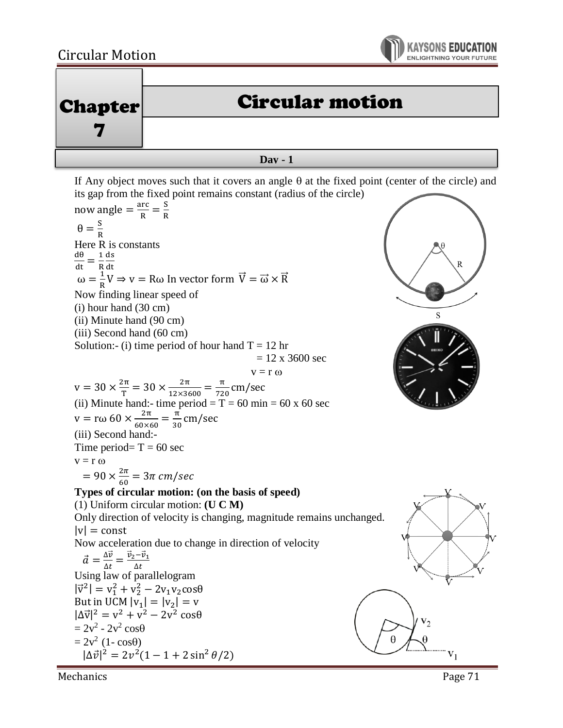# Chapter 7

## Circular motion

**Day - 1**

If Any object moves such that it covers an angle θ at the fixed point (center of the circle) and its gap from the fixed point remains constant (radius of the circle)

now angle $= \frac{\text{arc}}{R} = \frac{S}{R}$

$\theta = \frac{S}{R}$

Here R is constants

$\frac{d\theta}{dt} = \frac{1}{R}\frac{ds}{dt}$

$\omega = \frac{1}{R}V \Rightarrow v = R\omega$ In vector form $\vec{V} = \vec{\omega} \times \vec{R}$

Now finding linear speed of

(i) hour hand (30 cm)

(ii) Minute hand (90 cm)

(iii) Second hand (60 cm)

Solution:- (i) time period of hour hand T = 12 hr

$= 12 \times 3600$ sec

$v = r\,\omega$

$v = 30 \times \frac{2\pi}{T} = 30 \times \frac{2\pi}{12\times3600} = \frac{\pi}{720}\text{cm/sec}$

(ii) Minute hand:- time period = T = 60 min = 60 x 60 sec

$v = r\omega\ 60 \times \frac{2\pi}{60\times60} = \frac{\pi}{30}\text{cm/sec}$

(iii) Second hand:-

Time period= T = 60 sec

$v = r\,\omega$

$= 90 \times \frac{2\pi}{60} = 3\pi\ cm/sec$

**Types of circular motion: (on the basis of speed)**

(1) Uniform circular motion: **(U C M)**

Only direction of velocity is changing, magnitude remains unchanged.

$|v| = \text{const}$

Now acceleration due to change in direction of velocity

$\vec{a} = \frac{\Delta\vec{v}}{\Delta t} = \frac{\vec{v}_2 - \vec{v}_1}{\Delta t}$

Using law of parallelogram

$|\vec{v}^2| = v_1^2 + v_2^2 - 2v_1v_2\cos\theta$

But in UCM $|v_1| = |v_2| = v$

$|\Delta\vec{v}|^2 = v^2 + v^2 - 2v^2\cos\theta$

$= 2v^2 - 2v^2\cos\theta$

$= 2v^2(1 - \cos\theta)$

$|\Delta\vec{v}|^2 = 2v^2(1 - 1 + 2\sin^2\theta/2)$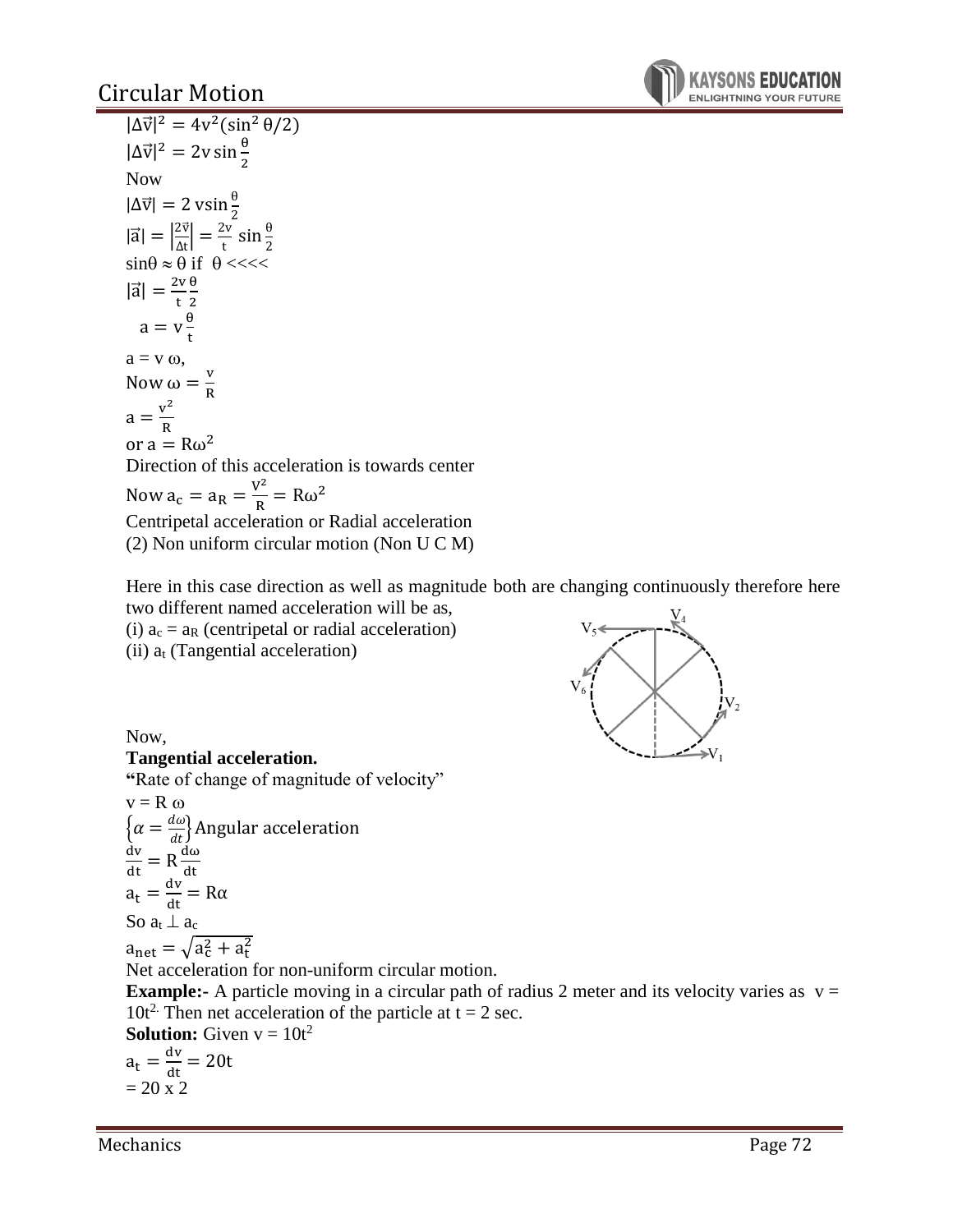$|\Delta\vec{v}|^2 = 4v^2(\sin^2\theta/2)$

$|\Delta\vec{v}|^2 = 2v\sin\frac{\theta}{2}$

Now

$|\Delta\vec{v}| = 2\,v\sin\frac{\theta}{2}$

$|\vec{a}| = \left|\frac{2\vec{v}}{\Delta t}\right| = \frac{2v}{t}\sin\frac{\theta}{2}$

$\sin\theta \approx \theta$ if $\theta <<<<$

$|\vec{a}| = \frac{2v}{t}\frac{\theta}{2}$

$a = v\frac{\theta}{t}$

$a = v\,\omega$,

Now $\omega = \frac{v}{R}$

$a = \frac{v^2}{R}$

or $a = R\omega^2$

Direction of this acceleration is towards center

Now $a_c = a_R = \frac{V^2}{R} = R\omega^2$

Centripetal acceleration or Radial acceleration

(2) Non uniform circular motion (Non U C M)

Here in this case direction as well as magnitude both are changing continuously therefore here two different named acceleration will be as,

(i) $a_c = a_R$ (centripetal or radial acceleration)

(ii) $a_t$ (Tangential acceleration)

Now,

**Tangential acceleration.**

**"**Rate of change of magnitude of velocity"

$v = R\,\omega$

$\left\{\alpha = \frac{d\omega}{dt}\right\}$ Angular acceleration

$\frac{dv}{dt} = R\frac{d\omega}{dt}$

$a_t = \frac{dv}{dt} = R\alpha$

So $a_t \perp a_c$

$a_{net} = \sqrt{a_c^2 + a_t^2}$

Net acceleration for non-uniform circular motion.

**Example:-** A particle moving in a circular path of radius 2 meter and its velocity varies as $v = 10t^2$. Then net acceleration of the particle at t = 2 sec.

**Solution:** Given $v = 10t^2$

$a_t = \frac{dv}{dt} = 20t$

$= 20 \times 2$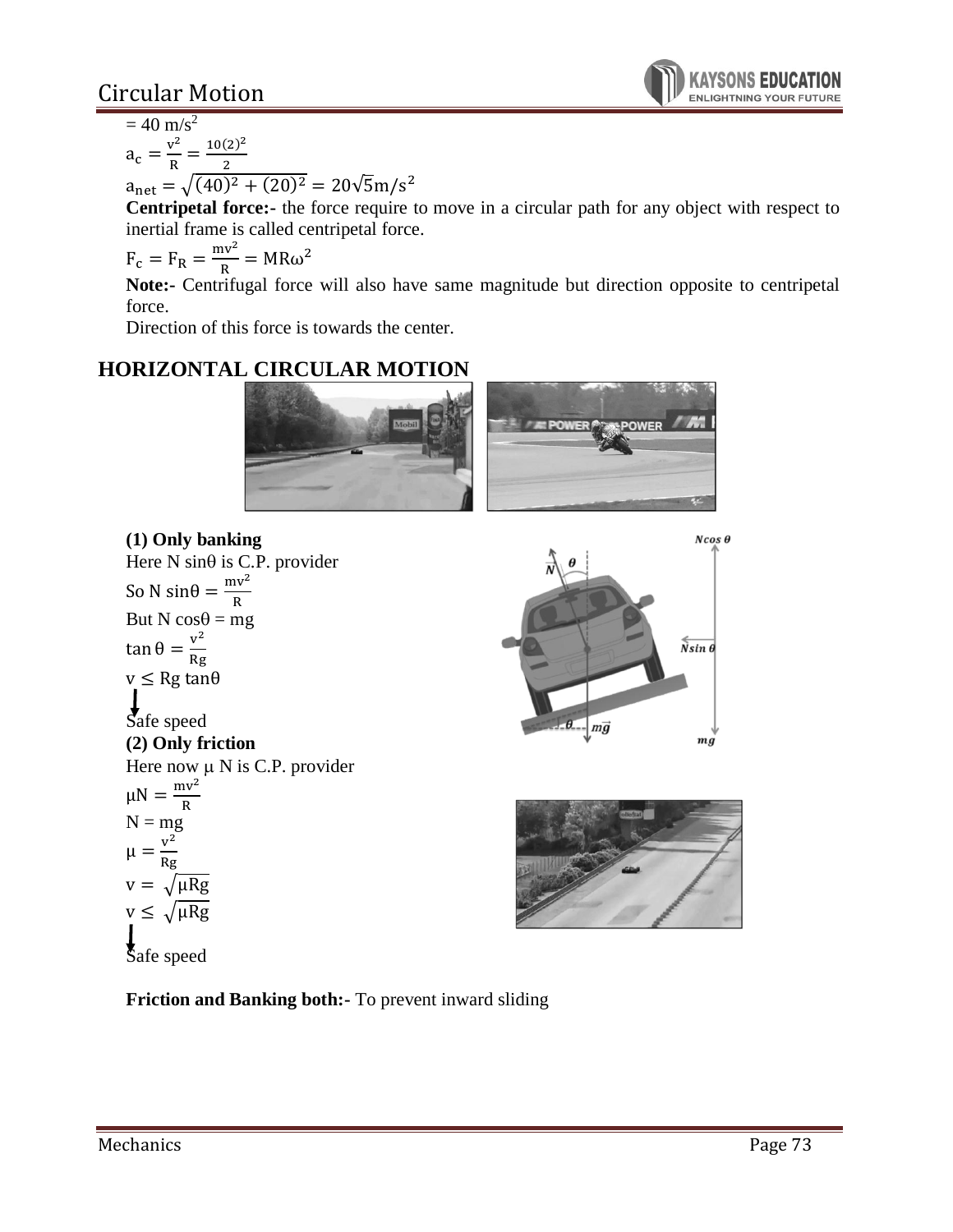$= 40\ m/s^2$

$a_c = \frac{v^2}{R} = \frac{10(2)^2}{2}$

$a_{net} = \sqrt{(40)^2 + (20)^2} = 20\sqrt{5} m/s^2$

**Centripetal force:-** the force require to move in a circular path for any object with respect to inertial frame is called centripetal force.

$F_c = F_R = \frac{mv^2}{R} = MR\omega^2$

**Note:-** Centrifugal force will also have same magnitude but direction opposite to centripetal force.

Direction of this force is towards the center.

## HORIZONTAL CIRCULAR MOTION

**(1) Only banking**

Here N sinθ is C.P. provider

So $N \sin\theta = \frac{mv^2}{R}$

But $N \cos\theta = mg$

$\tan\theta = \frac{v^2}{Rg}$

$v \leq Rg \tan\theta$

↓

Safe speed

**(2) Only friction**

Here now μ N is C.P. provider

$\mu N = \frac{mv^2}{R}$

$N = mg$

$\mu = \frac{v^2}{Rg}$

$v = \sqrt{\mu Rg}$

$v \leq \sqrt{\mu Rg}$

↓

Safe speed

**Friction and Banking both:-** To prevent inward sliding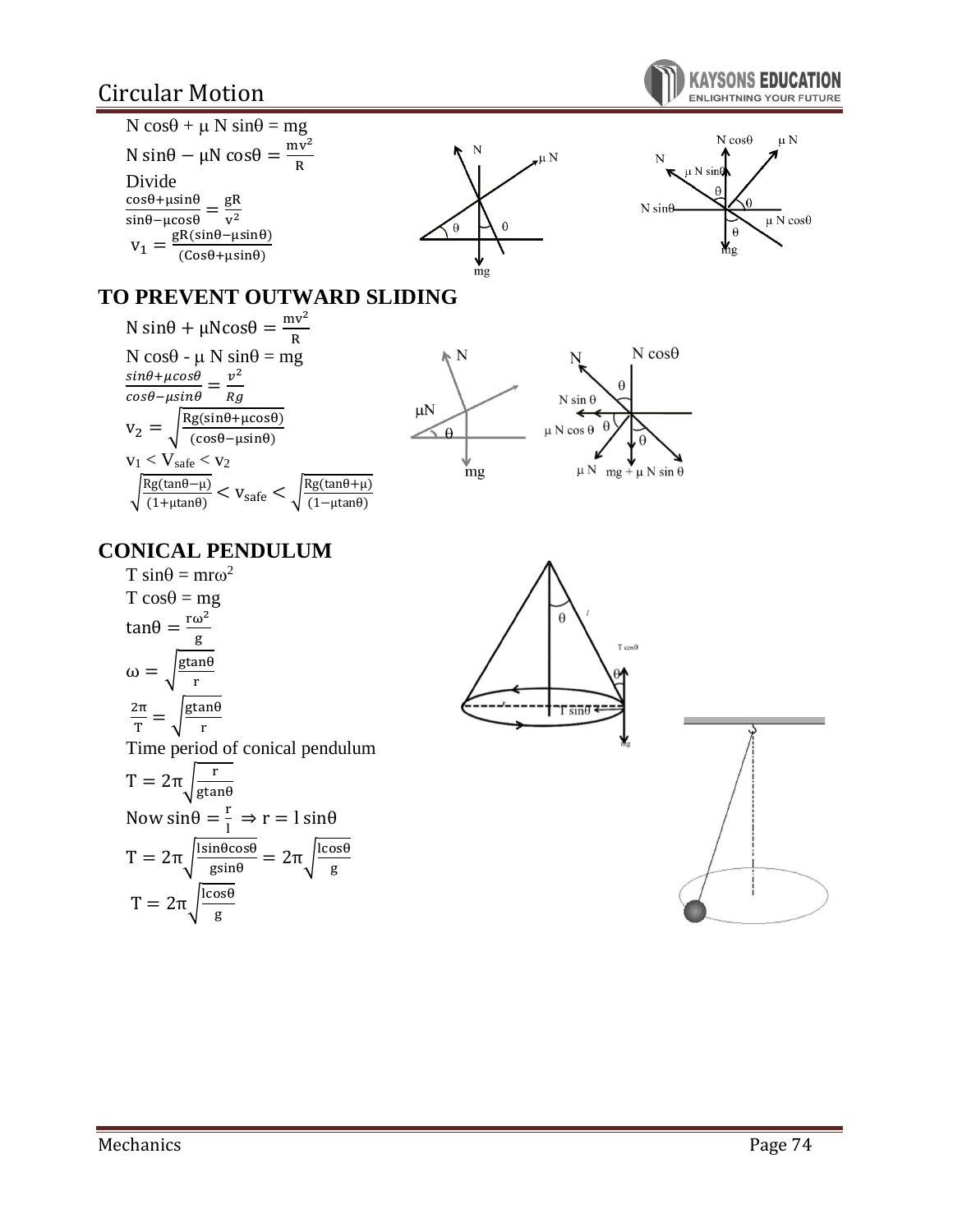$N \cos\theta + \mu N \sin\theta = mg$

$N \sin\theta - \mu N \cos\theta = \frac{mv^2}{R}$

Divide

$\frac{\cos\theta + \mu\sin\theta}{\sin\theta - \mu\cos\theta} = \frac{gR}{v^2}$

$v_1 = \frac{gR(\sin\theta - \mu\sin\theta)}{(\text{Cos}\theta + \mu\sin\theta)}$

N

$\mu$ N

$\theta$

$\theta$

mg

N $\cos\theta$

$\mu$ N

N

$\mu$ N $\sin\theta$

$\theta$

N $\sin\theta$

$\theta$

$\mu$ N $\cos\theta$

$\theta$

mg

## TO PREVENT OUTWARD SLIDING

$N \sin\theta + \mu N \cos\theta = \frac{mv^2}{R}$

$N \cos\theta - \mu N \sin\theta = mg$

$\frac{\sin\theta + \mu\cos\theta}{\cos\theta - \mu\sin\theta} = \frac{v^2}{Rg}$

$v_2 = \sqrt{\frac{Rg(\sin\theta + \mu\cos\theta)}{(\cos\theta - \mu\sin\theta)}}$

$v_1 < V_{safe} < v_2$

$\sqrt{\frac{Rg(\tan\theta - \mu)}{(1 + \mu\tan\theta)}} < v_{safe} < \sqrt{\frac{Rg(\tan\theta + \mu)}{(1 - \mu\tan\theta)}}$

N

$\mu$N

$\theta$

mg

N

N $\cos\theta$

$\theta$

N $\sin\theta$

$\mu$ N $\cos\theta$

$\theta$

$\theta$

$\mu$ N

mg + $\mu$ N $\sin\theta$

## CONICAL PENDULUM

$T \sin\theta = mr\omega^2$

$T \cos\theta = mg$

$\tan\theta = \frac{r\omega^2}{g}$

$\omega = \sqrt{\frac{g\tan\theta}{r}}$

$\frac{2\pi}{T} = \sqrt{\frac{g\tan\theta}{r}}$

Time period of conical pendulum

$T = 2\pi\sqrt{\frac{r}{g\tan\theta}}$

Now $\sin\theta = \frac{r}{l} \Rightarrow r = l\sin\theta$

$T = 2\pi\sqrt{\frac{l\sin\theta\cos\theta}{g\sin\theta}} = 2\pi\sqrt{\frac{l\cos\theta}{g}}$

$T = 2\pi\sqrt{\frac{l\cos\theta}{g}}$

$\theta$

$l$

T $\cos\theta$

$\theta$

T $\sin\theta$

mg